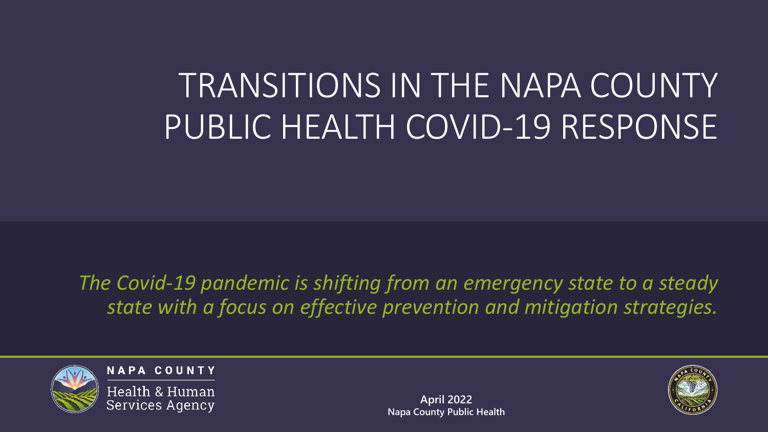# TRANSITIONS IN THE NAPA COUNTY PUBLIC HEALTH COVID-19 RESPONSE

*The Covid-19 pandemic is shifting from an emergency state to a steady state with a focus on effective prevention and mitigation strategies.*

NAPA COUNTY
Health & Human Services Agency

**April 2022**
**Napa County Public Health**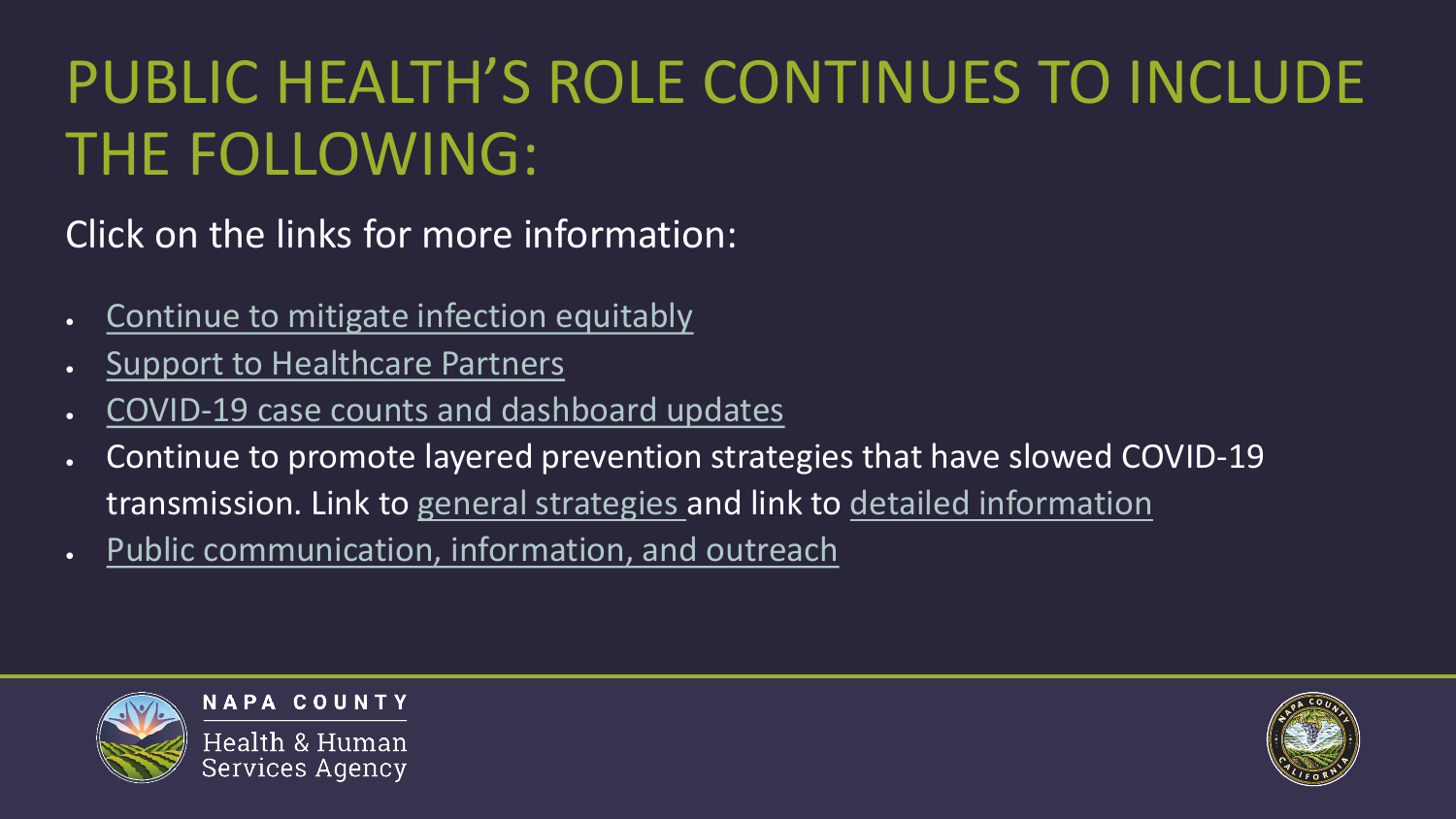# PUBLIC HEALTH'S ROLE CONTINUES TO INCLUDE THE FOLLOWING:

Click on the links for more information:

- Continue to mitigate infection equitably
- Support to Healthcare Partners
- COVID-19 case counts and dashboard updates
- Continue to promote layered prevention strategies that have slowed COVID-19 transmission. Link to general strategies and link to detailed information
- Public communication, information, and outreach

NAPA COUNTY

Health & Human Services Agency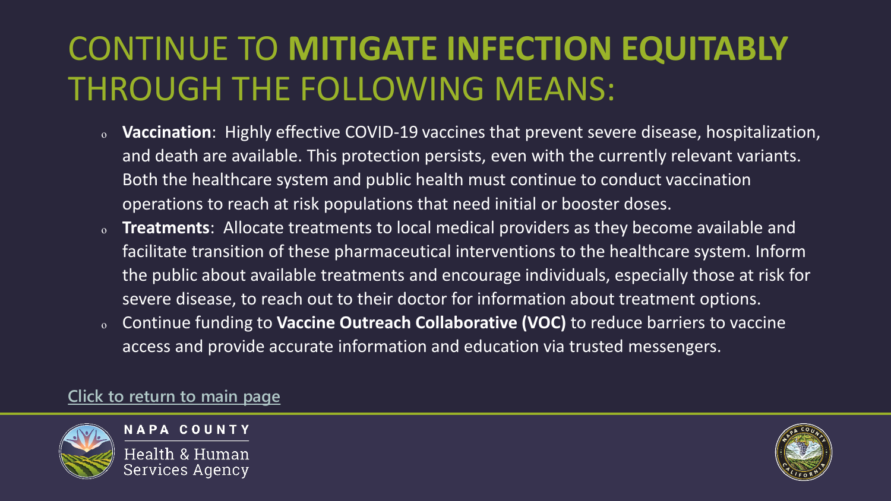# CONTINUE TO **MITIGATE INFECTION EQUITABLY** THROUGH THE FOLLOWING MEANS:

- **Vaccination**: Highly effective COVID-19 vaccines that prevent severe disease, hospitalization, and death are available. This protection persists, even with the currently relevant variants. Both the healthcare system and public health must continue to conduct vaccination operations to reach at risk populations that need initial or booster doses.
- **Treatments**: Allocate treatments to local medical providers as they become available and facilitate transition of these pharmaceutical interventions to the healthcare system. Inform the public about available treatments and encourage individuals, especially those at risk for severe disease, to reach out to their doctor for information about treatment options.
- Continue funding to **Vaccine Outreach Collaborative (VOC)** to reduce barriers to vaccine access and provide accurate information and education via trusted messengers.

Click to return to main page

NAPA COUNTY
Health & Human Services Agency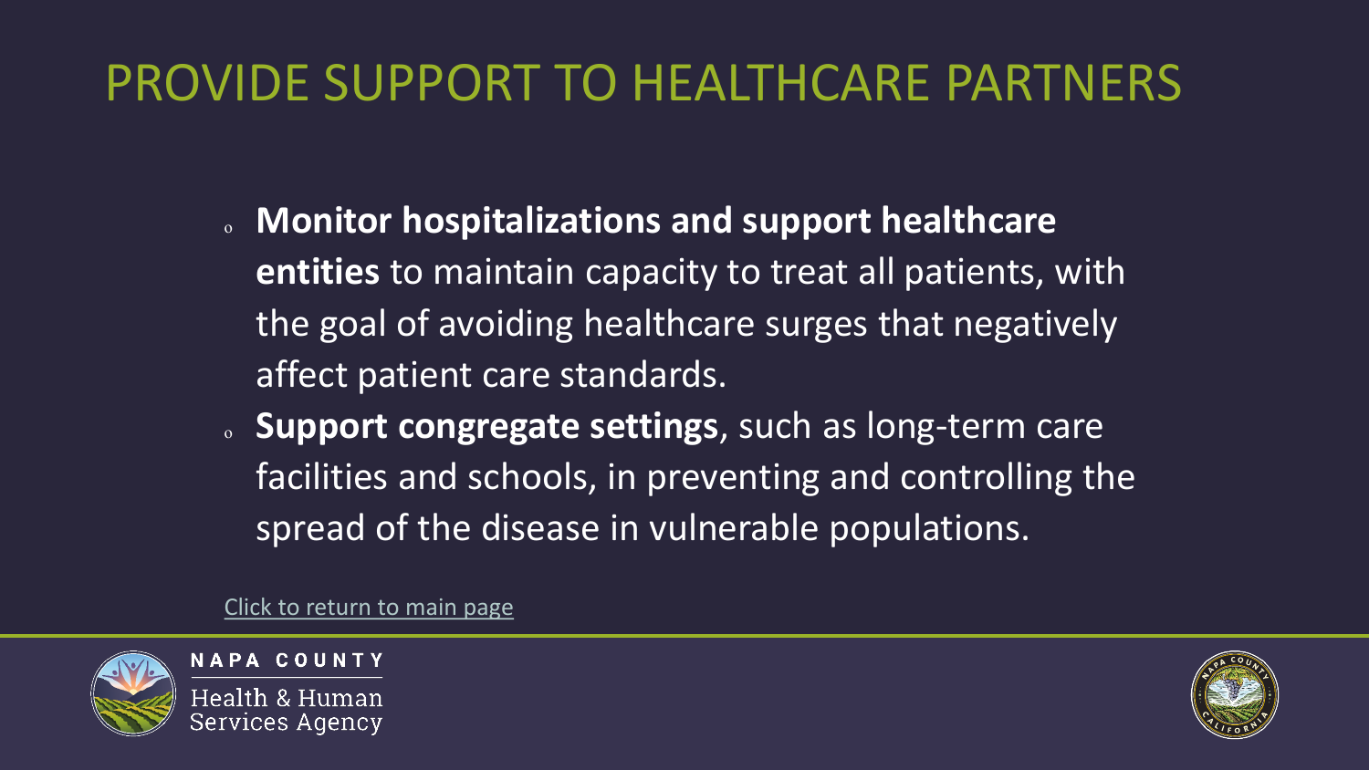# PROVIDE SUPPORT TO HEALTHCARE PARTNERS

- **Monitor hospitalizations and support healthcare entities** to maintain capacity to treat all patients, with the goal of avoiding healthcare surges that negatively affect patient care standards.
- **Support congregate settings**, such as long-term care facilities and schools, in preventing and controlling the spread of the disease in vulnerable populations.

Click to return to main page

NAPA COUNTY
Health & Human Services Agency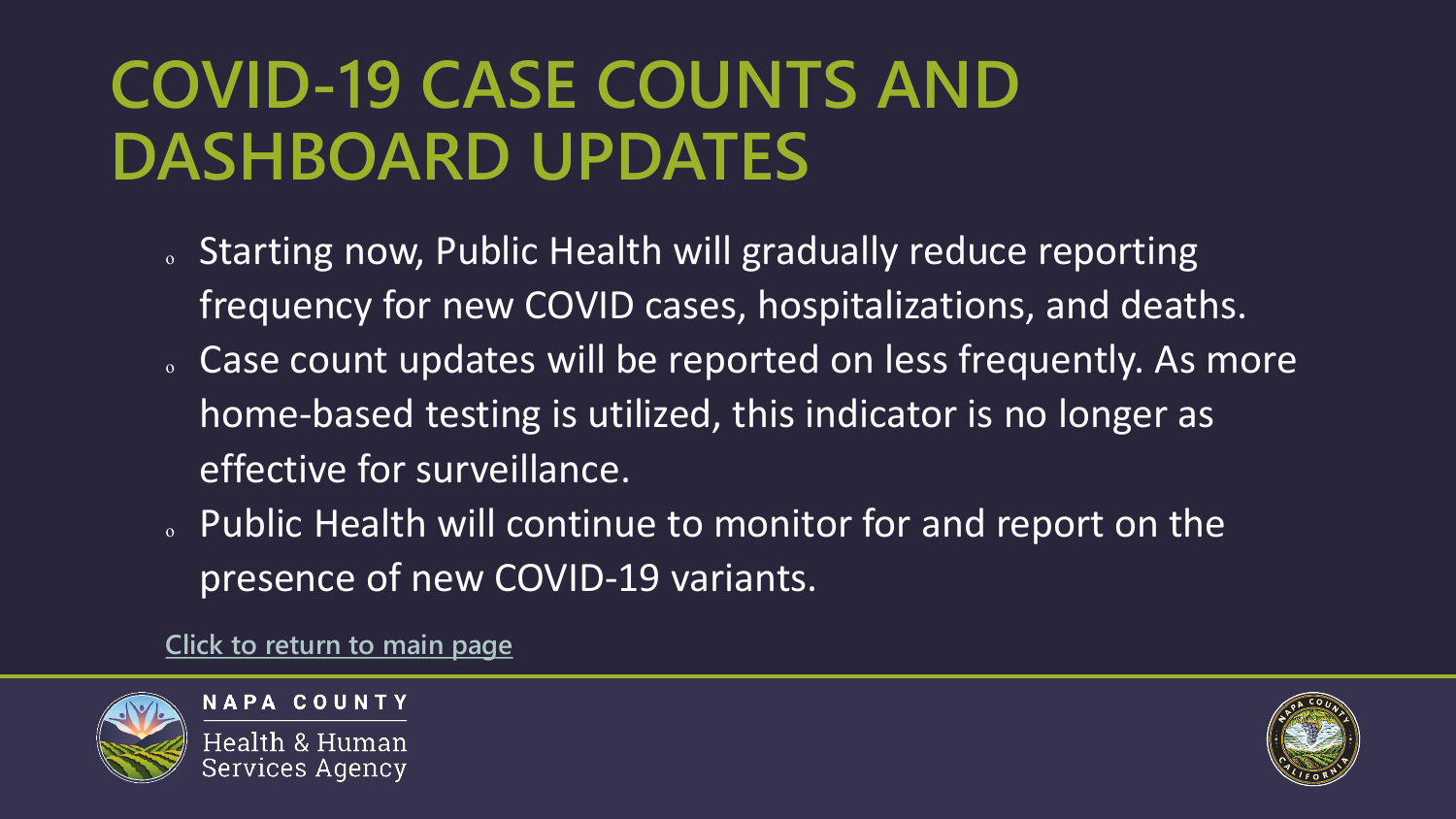# COVID-19 CASE COUNTS AND DASHBOARD UPDATES

- Starting now, Public Health will gradually reduce reporting frequency for new COVID cases, hospitalizations, and deaths.
- Case count updates will be reported on less frequently. As more home-based testing is utilized, this indicator is no longer as effective for surveillance.
- Public Health will continue to monitor for and report on the presence of new COVID-19 variants.

Click to return to main page

NAPA COUNTY
Health & Human Services Agency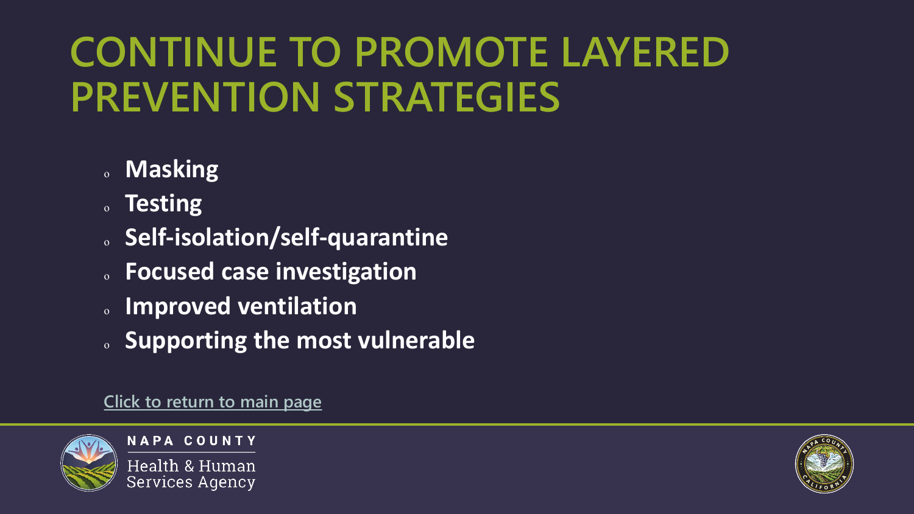# CONTINUE TO PROMOTE LAYERED PREVENTION STRATEGIES

- **Masking**
- **Testing**
- **Self-isolation/self-quarantine**
- **Focused case investigation**
- **Improved ventilation**
- **Supporting the most vulnerable**

Click to return to main page

NAPA COUNTY

Health & Human Services Agency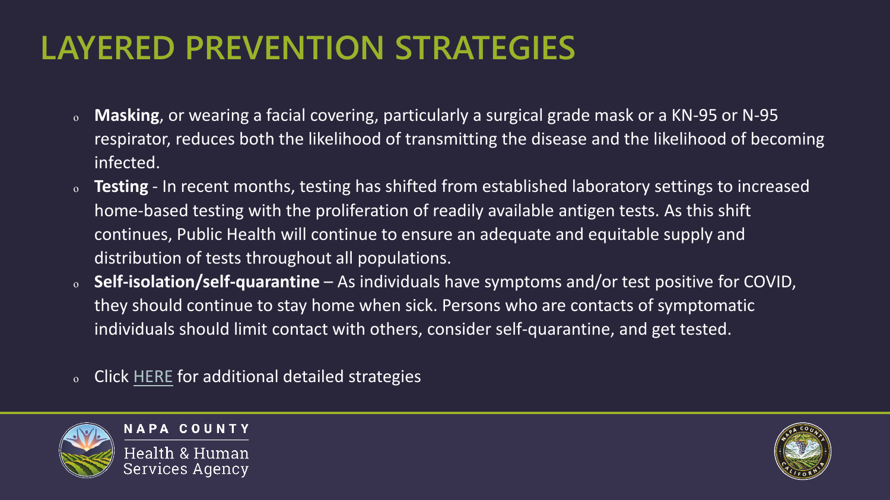# LAYERED PREVENTION STRATEGIES

- **Masking**, or wearing a facial covering, particularly a surgical grade mask or a KN-95 or N-95 respirator, reduces both the likelihood of transmitting the disease and the likelihood of becoming infected.
- **Testing** - In recent months, testing has shifted from established laboratory settings to increased home-based testing with the proliferation of readily available antigen tests. As this shift continues, Public Health will continue to ensure an adequate and equitable supply and distribution of tests throughout all populations.
- **Self-isolation/self-quarantine** – As individuals have symptoms and/or test positive for COVID, they should continue to stay home when sick. Persons who are contacts of symptomatic individuals should limit contact with others, consider self-quarantine, and get tested.
- Click HERE for additional detailed strategies

NAPA COUNTY
Health & Human Services Agency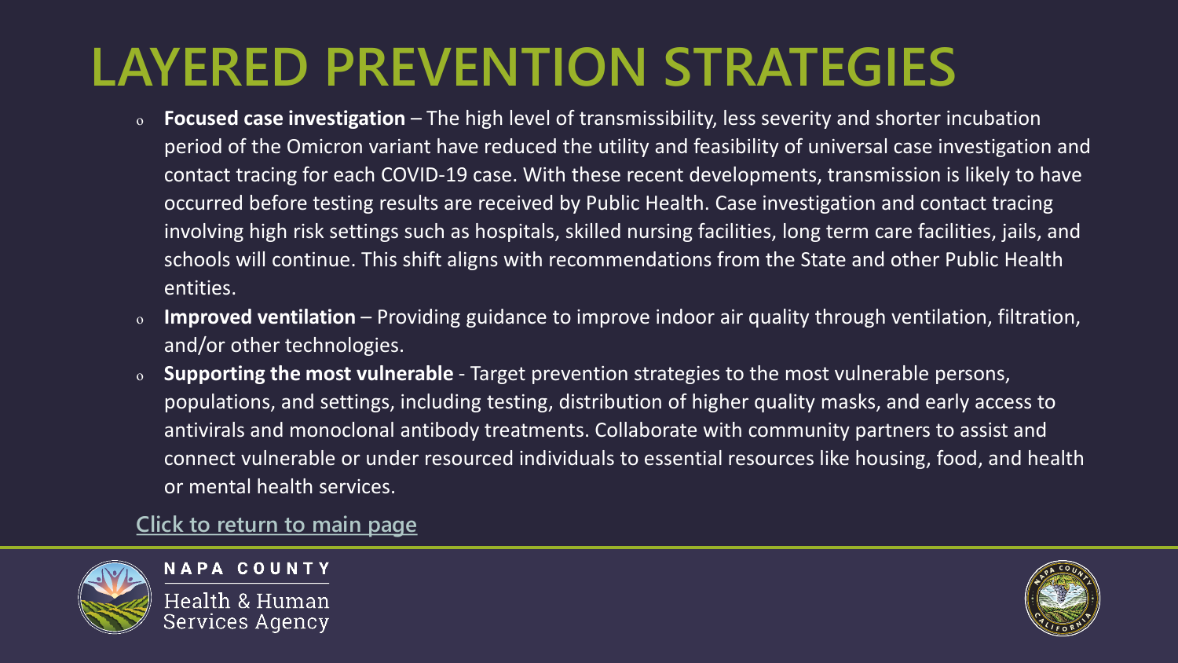# LAYERED PREVENTION STRATEGIES

- **Focused case investigation** – The high level of transmissibility, less severity and shorter incubation period of the Omicron variant have reduced the utility and feasibility of universal case investigation and contact tracing for each COVID-19 case. With these recent developments, transmission is likely to have occurred before testing results are received by Public Health. Case investigation and contact tracing involving high risk settings such as hospitals, skilled nursing facilities, long term care facilities, jails, and schools will continue. This shift aligns with recommendations from the State and other Public Health entities.
- **Improved ventilation** – Providing guidance to improve indoor air quality through ventilation, filtration, and/or other technologies.
- **Supporting the most vulnerable** - Target prevention strategies to the most vulnerable persons, populations, and settings, including testing, distribution of higher quality masks, and early access to antivirals and monoclonal antibody treatments. Collaborate with community partners to assist and connect vulnerable or under resourced individuals to essential resources like housing, food, and health or mental health services.

Click to return to main page

NAPA COUNTY

Health & Human Services Agency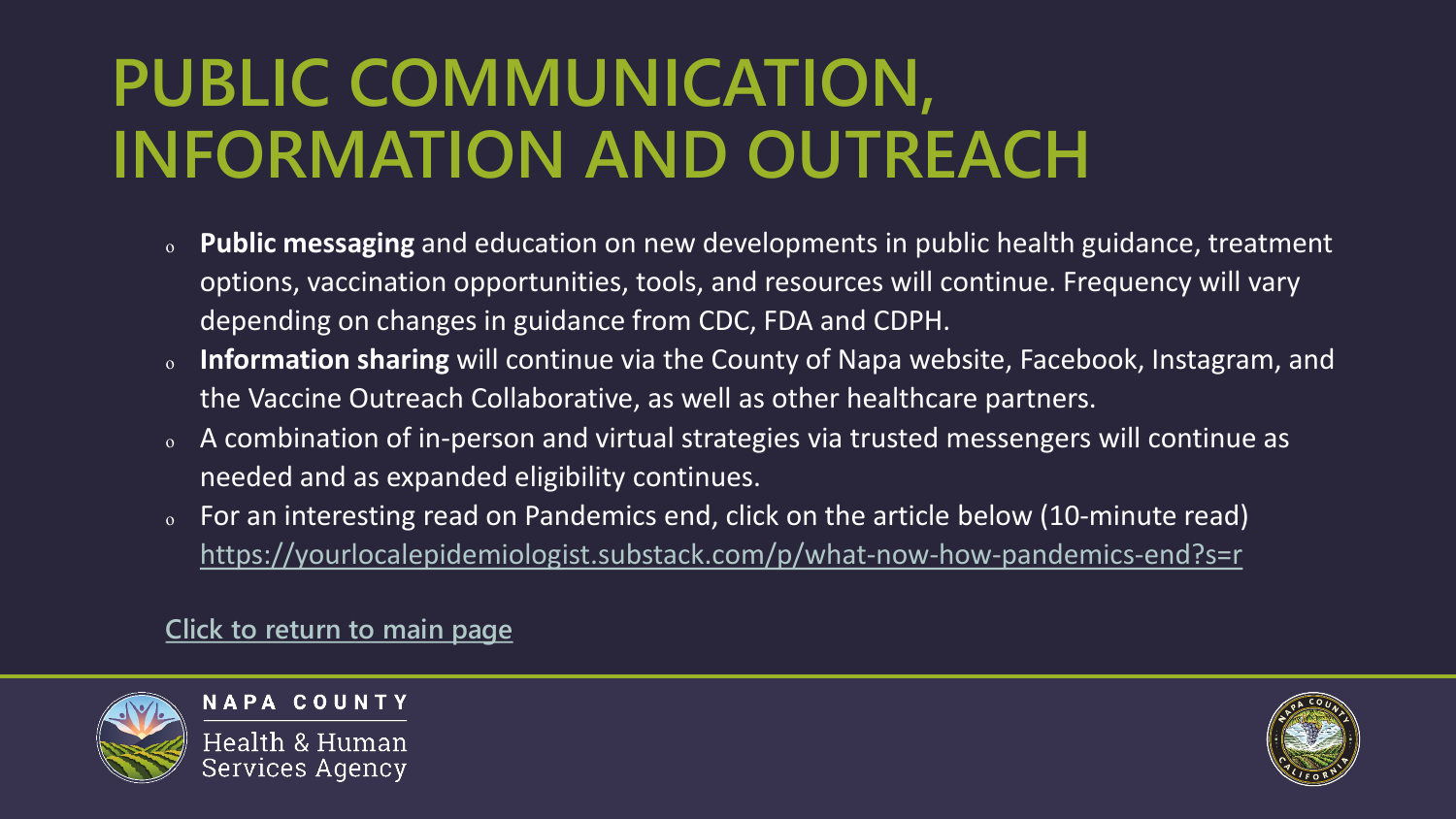# PUBLIC COMMUNICATION, INFORMATION AND OUTREACH

- **Public messaging** and education on new developments in public health guidance, treatment options, vaccination opportunities, tools, and resources will continue. Frequency will vary depending on changes in guidance from CDC, FDA and CDPH.
- **Information sharing** will continue via the County of Napa website, Facebook, Instagram, and the Vaccine Outreach Collaborative, as well as other healthcare partners.
- A combination of in-person and virtual strategies via trusted messengers will continue as needed and as expanded eligibility continues.
- For an interesting read on Pandemics end, click on the article below (10-minute read) https://yourlocalepidemiologist.substack.com/p/what-now-how-pandemics-end?s=r

Click to return to main page

NAPA COUNTY
Health & Human Services Agency